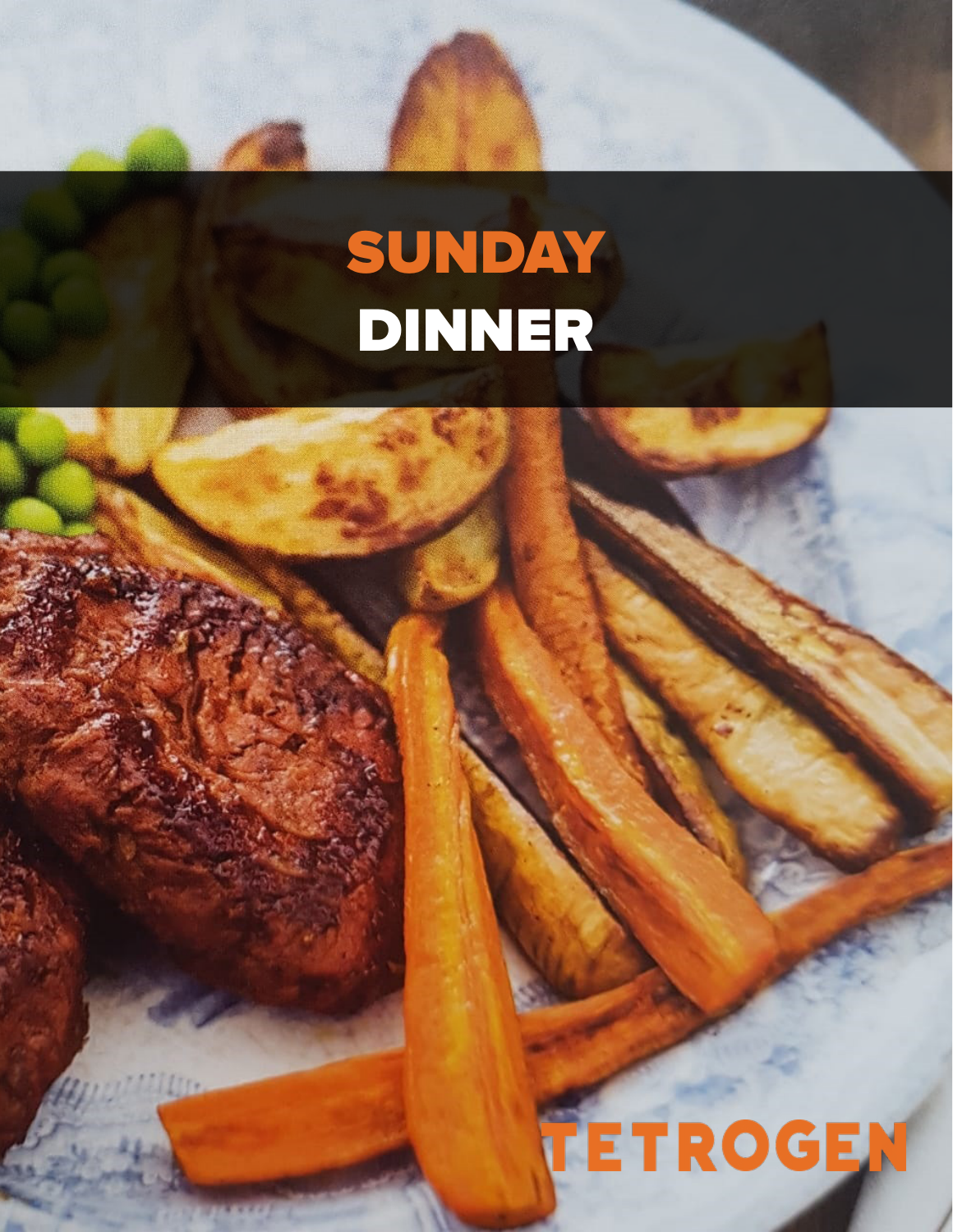# SUNDAY DINNER

TETROGEN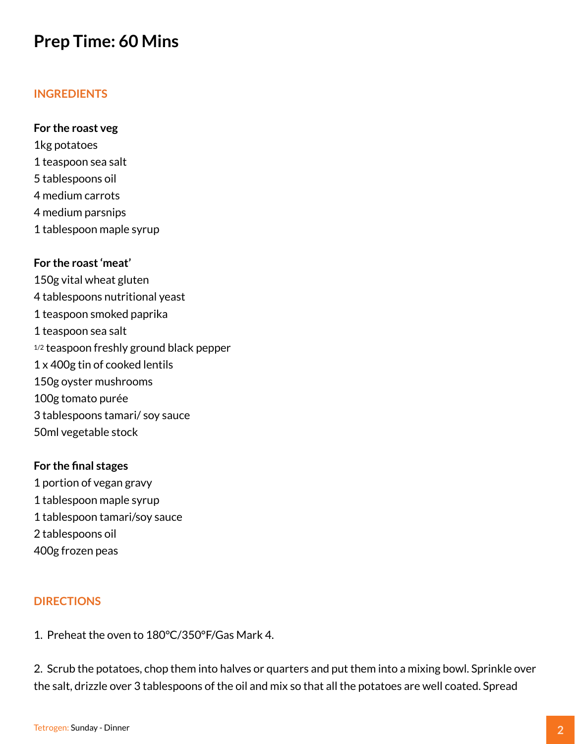## Prep Time: 60 Mins

### INGREDIENTS

**For the roast veg**

1kg potatoes
1 teaspoon sea salt
5 tablespoons oil
4 medium carrots
4 medium parsnips
1 tablespoon maple syrup

**For the roast 'meat'**

150g vital wheat gluten
4 tablespoons nutritional yeast
1 teaspoon smoked paprika
1 teaspoon sea salt
1/2 teaspoon freshly ground black pepper
1 x 400g tin of cooked lentils
150g oyster mushrooms
100g tomato purée
3 tablespoons tamari/ soy sauce
50ml vegetable stock

**For the final stages**

1 portion of vegan gravy
1 tablespoon maple syrup
1 tablespoon tamari/soy sauce
2 tablespoons oil
400g frozen peas

### DIRECTIONS

1. Preheat the oven to 180°C/350°F/Gas Mark 4.

2. Scrub the potatoes, chop them into halves or quarters and put them into a mixing bowl. Sprinkle over the salt, drizzle over 3 tablespoons of the oil and mix so that all the potatoes are well coated. Spread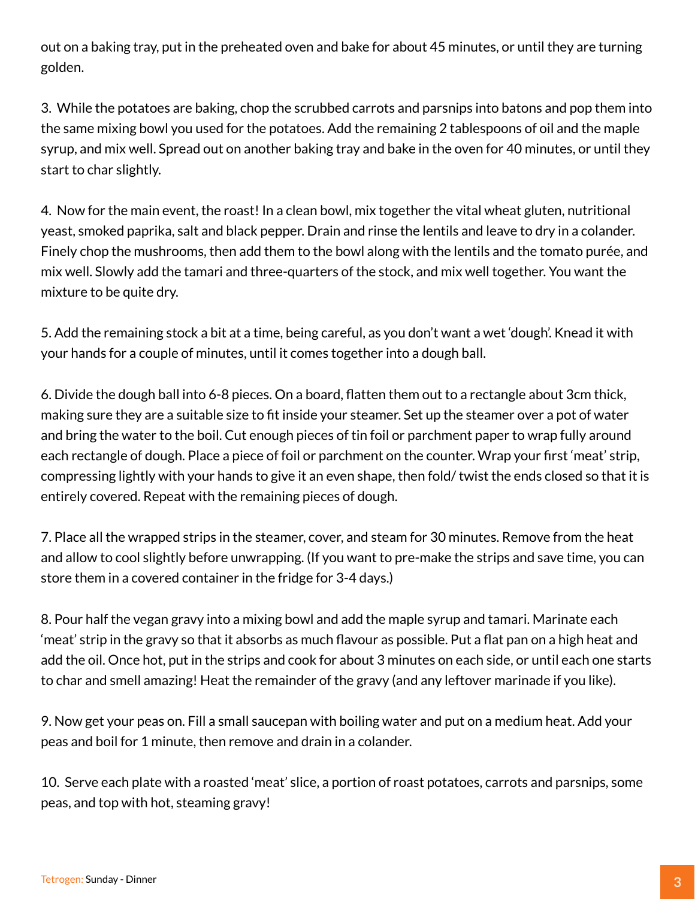out on a baking tray, put in the preheated oven and bake for about 45 minutes, or until they are turning golden.

3. While the potatoes are baking, chop the scrubbed carrots and parsnips into batons and pop them into the same mixing bowl you used for the potatoes. Add the remaining 2 tablespoons of oil and the maple syrup, and mix well. Spread out on another baking tray and bake in the oven for 40 minutes, or until they start to char slightly.

4. Now for the main event, the roast! In a clean bowl, mix together the vital wheat gluten, nutritional yeast, smoked paprika, salt and black pepper. Drain and rinse the lentils and leave to dry in a colander. Finely chop the mushrooms, then add them to the bowl along with the lentils and the tomato purée, and mix well. Slowly add the tamari and three-quarters of the stock, and mix well together. You want the mixture to be quite dry.

5. Add the remaining stock a bit at a time, being careful, as you don't want a wet 'dough'. Knead it with your hands for a couple of minutes, until it comes together into a dough ball.

6. Divide the dough ball into 6-8 pieces. On a board, flatten them out to a rectangle about 3cm thick, making sure they are a suitable size to fit inside your steamer. Set up the steamer over a pot of water and bring the water to the boil. Cut enough pieces of tin foil or parchment paper to wrap fully around each rectangle of dough. Place a piece of foil or parchment on the counter. Wrap your first 'meat' strip, compressing lightly with your hands to give it an even shape, then fold/ twist the ends closed so that it is entirely covered. Repeat with the remaining pieces of dough.

7. Place all the wrapped strips in the steamer, cover, and steam for 30 minutes. Remove from the heat and allow to cool slightly before unwrapping. (If you want to pre-make the strips and save time, you can store them in a covered container in the fridge for 3-4 days.)

8. Pour half the vegan gravy into a mixing bowl and add the maple syrup and tamari. Marinate each 'meat' strip in the gravy so that it absorbs as much flavour as possible. Put a flat pan on a high heat and add the oil. Once hot, put in the strips and cook for about 3 minutes on each side, or until each one starts to char and smell amazing! Heat the remainder of the gravy (and any leftover marinade if you like).

9. Now get your peas on. Fill a small saucepan with boiling water and put on a medium heat. Add your peas and boil for 1 minute, then remove and drain in a colander.

10. Serve each plate with a roasted 'meat' slice, a portion of roast potatoes, carrots and parsnips, some peas, and top with hot, steaming gravy!